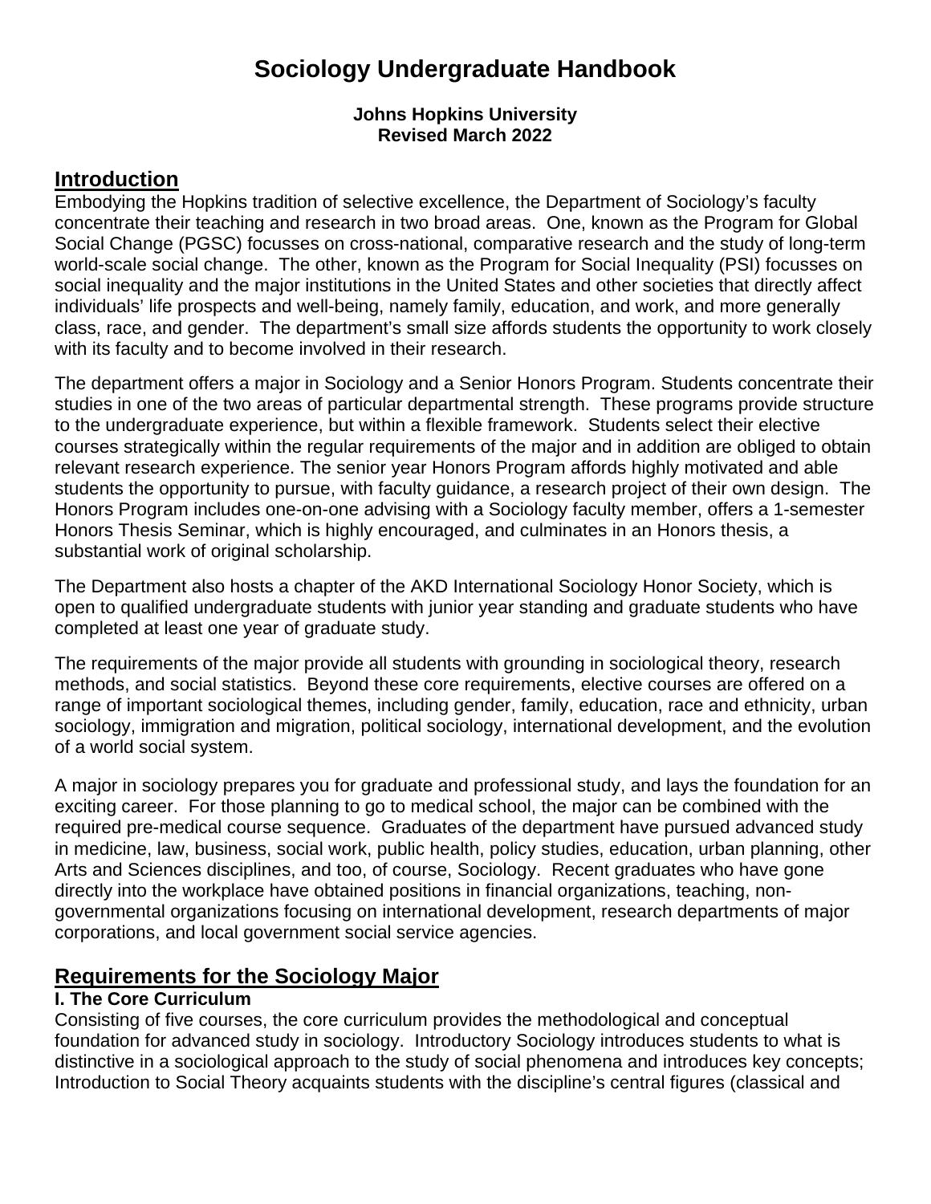# Sociology Undergraduate Handbook

**Johns Hopkins University**
**Revised March 2022**

## Introduction

Embodying the Hopkins tradition of selective excellence, the Department of Sociology's faculty concentrate their teaching and research in two broad areas. One, known as the Program for Global Social Change (PGSC) focusses on cross-national, comparative research and the study of long-term world-scale social change. The other, known as the Program for Social Inequality (PSI) focusses on social inequality and the major institutions in the United States and other societies that directly affect individuals' life prospects and well-being, namely family, education, and work, and more generally class, race, and gender. The department's small size affords students the opportunity to work closely with its faculty and to become involved in their research.

The department offers a major in Sociology and a Senior Honors Program. Students concentrate their studies in one of the two areas of particular departmental strength. These programs provide structure to the undergraduate experience, but within a flexible framework. Students select their elective courses strategically within the regular requirements of the major and in addition are obliged to obtain relevant research experience. The senior year Honors Program affords highly motivated and able students the opportunity to pursue, with faculty guidance, a research project of their own design. The Honors Program includes one-on-one advising with a Sociology faculty member, offers a 1-semester Honors Thesis Seminar, which is highly encouraged, and culminates in an Honors thesis, a substantial work of original scholarship.

The Department also hosts a chapter of the AKD International Sociology Honor Society, which is open to qualified undergraduate students with junior year standing and graduate students who have completed at least one year of graduate study.

The requirements of the major provide all students with grounding in sociological theory, research methods, and social statistics. Beyond these core requirements, elective courses are offered on a range of important sociological themes, including gender, family, education, race and ethnicity, urban sociology, immigration and migration, political sociology, international development, and the evolution of a world social system.

A major in sociology prepares you for graduate and professional study, and lays the foundation for an exciting career. For those planning to go to medical school, the major can be combined with the required pre-medical course sequence. Graduates of the department have pursued advanced study in medicine, law, business, social work, public health, policy studies, education, urban planning, other Arts and Sciences disciplines, and too, of course, Sociology. Recent graduates who have gone directly into the workplace have obtained positions in financial organizations, teaching, non-governmental organizations focusing on international development, research departments of major corporations, and local government social service agencies.

## Requirements for the Sociology Major

### I. The Core Curriculum

Consisting of five courses, the core curriculum provides the methodological and conceptual foundation for advanced study in sociology. Introductory Sociology introduces students to what is distinctive in a sociological approach to the study of social phenomena and introduces key concepts; Introduction to Social Theory acquaints students with the discipline's central figures (classical and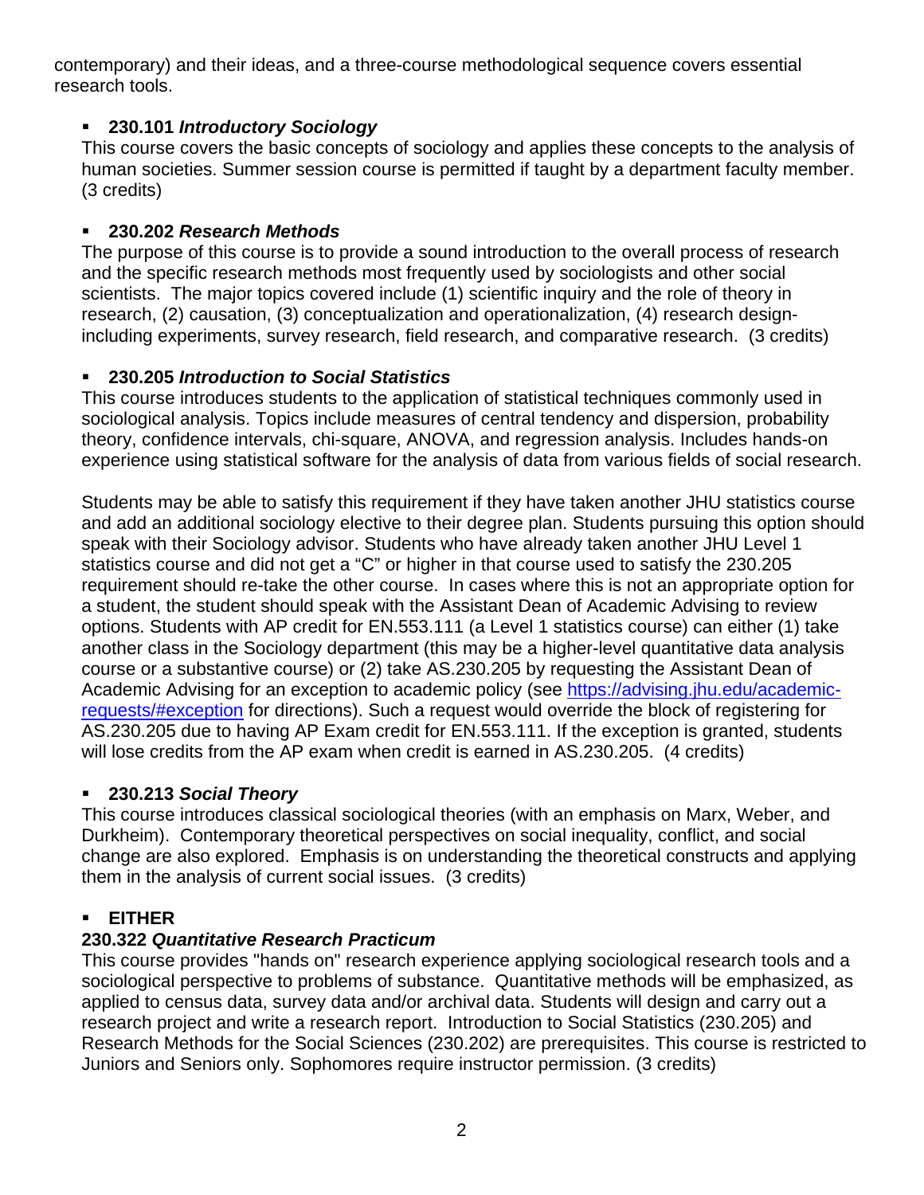contemporary) and their ideas, and a three-course methodological sequence covers essential research tools.

- **230.101 *Introductory Sociology***
  This course covers the basic concepts of sociology and applies these concepts to the analysis of human societies. Summer session course is permitted if taught by a department faculty member. (3 credits)

- **230.202 *Research Methods***
  The purpose of this course is to provide a sound introduction to the overall process of research and the specific research methods most frequently used by sociologists and other social scientists. The major topics covered include (1) scientific inquiry and the role of theory in research, (2) causation, (3) conceptualization and operationalization, (4) research design- including experiments, survey research, field research, and comparative research. (3 credits)

- **230.205 *Introduction to Social Statistics***
  This course introduces students to the application of statistical techniques commonly used in sociological analysis. Topics include measures of central tendency and dispersion, probability theory, confidence intervals, chi-square, ANOVA, and regression analysis. Includes hands-on experience using statistical software for the analysis of data from various fields of social research.

  Students may be able to satisfy this requirement if they have taken another JHU statistics course and add an additional sociology elective to their degree plan. Students pursuing this option should speak with their Sociology advisor. Students who have already taken another JHU Level 1 statistics course and did not get a "C" or higher in that course used to satisfy the 230.205 requirement should re-take the other course. In cases where this is not an appropriate option for a student, the student should speak with the Assistant Dean of Academic Advising to review options. Students with AP credit for EN.553.111 (a Level 1 statistics course) can either (1) take another class in the Sociology department (this may be a higher-level quantitative data analysis course or a substantive course) or (2) take AS.230.205 by requesting the Assistant Dean of Academic Advising for an exception to academic policy (see [https://advising.jhu.edu/academic-requests/#exception](https://advising.jhu.edu/academic-requests/#exception) for directions). Such a request would override the block of registering for AS.230.205 due to having AP Exam credit for EN.553.111. If the exception is granted, students will lose credits from the AP exam when credit is earned in AS.230.205. (4 credits)

- **230.213 *Social Theory***
  This course introduces classical sociological theories (with an emphasis on Marx, Weber, and Durkheim). Contemporary theoretical perspectives on social inequality, conflict, and social change are also explored. Emphasis is on understanding the theoretical constructs and applying them in the analysis of current social issues. (3 credits)

- **EITHER**
  **230.322 *Quantitative Research Practicum***
  This course provides "hands on" research experience applying sociological research tools and a sociological perspective to problems of substance. Quantitative methods will be emphasized, as applied to census data, survey data and/or archival data. Students will design and carry out a research project and write a research report. Introduction to Social Statistics (230.205) and Research Methods for the Social Sciences (230.202) are prerequisites. This course is restricted to Juniors and Seniors only. Sophomores require instructor permission. (3 credits)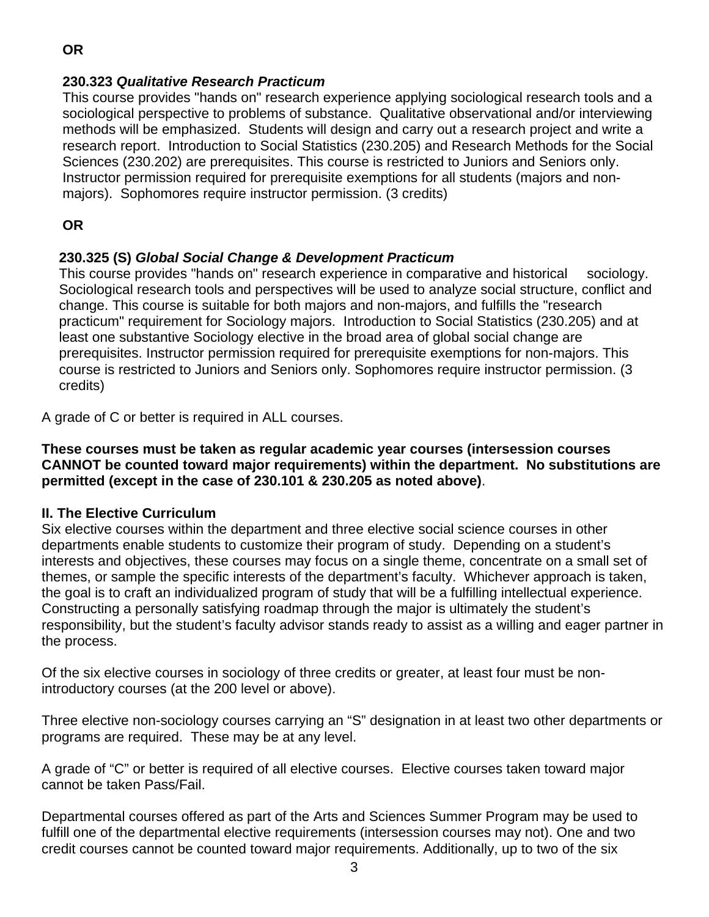**OR**

**230.323 *Qualitative Research Practicum***
This course provides "hands on" research experience applying sociological research tools and a sociological perspective to problems of substance. Qualitative observational and/or interviewing methods will be emphasized. Students will design and carry out a research project and write a research report. Introduction to Social Statistics (230.205) and Research Methods for the Social Sciences (230.202) are prerequisites. This course is restricted to Juniors and Seniors only. Instructor permission required for prerequisite exemptions for all students (majors and non-majors). Sophomores require instructor permission. (3 credits)

**OR**

**230.325 (S) *Global Social Change & Development Practicum***
This course provides "hands on" research experience in comparative and historical sociology. Sociological research tools and perspectives will be used to analyze social structure, conflict and change. This course is suitable for both majors and non-majors, and fulfills the "research practicum" requirement for Sociology majors. Introduction to Social Statistics (230.205) and at least one substantive Sociology elective in the broad area of global social change are prerequisites. Instructor permission required for prerequisite exemptions for non-majors. This course is restricted to Juniors and Seniors only. Sophomores require instructor permission. (3 credits)

A grade of C or better is required in ALL courses.

**These courses must be taken as regular academic year courses (intersession courses CANNOT be counted toward major requirements) within the department. No substitutions are permitted (except in the case of 230.101 & 230.205 as noted above)**.

**II. The Elective Curriculum**
Six elective courses within the department and three elective social science courses in other departments enable students to customize their program of study. Depending on a student's interests and objectives, these courses may focus on a single theme, concentrate on a small set of themes, or sample the specific interests of the department's faculty. Whichever approach is taken, the goal is to craft an individualized program of study that will be a fulfilling intellectual experience. Constructing a personally satisfying roadmap through the major is ultimately the student's responsibility, but the student's faculty advisor stands ready to assist as a willing and eager partner in the process.

Of the six elective courses in sociology of three credits or greater, at least four must be non-introductory courses (at the 200 level or above).

Three elective non-sociology courses carrying an "S" designation in at least two other departments or programs are required. These may be at any level.

A grade of "C" or better is required of all elective courses. Elective courses taken toward major cannot be taken Pass/Fail.

Departmental courses offered as part of the Arts and Sciences Summer Program may be used to fulfill one of the departmental elective requirements (intersession courses may not). One and two credit courses cannot be counted toward major requirements. Additionally, up to two of the six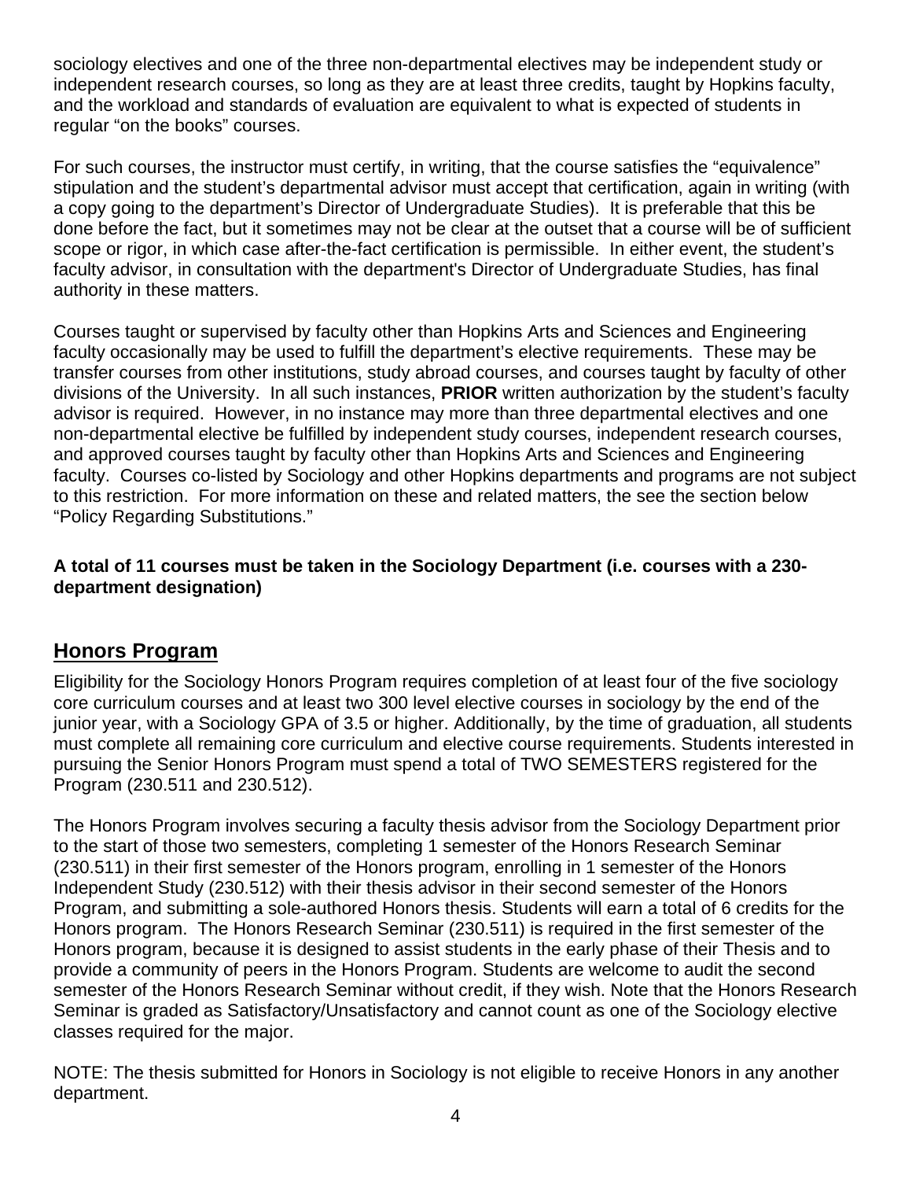sociology electives and one of the three non-departmental electives may be independent study or independent research courses, so long as they are at least three credits, taught by Hopkins faculty, and the workload and standards of evaluation are equivalent to what is expected of students in regular "on the books" courses.

For such courses, the instructor must certify, in writing, that the course satisfies the "equivalence" stipulation and the student's departmental advisor must accept that certification, again in writing (with a copy going to the department's Director of Undergraduate Studies). It is preferable that this be done before the fact, but it sometimes may not be clear at the outset that a course will be of sufficient scope or rigor, in which case after-the-fact certification is permissible. In either event, the student's faculty advisor, in consultation with the department's Director of Undergraduate Studies, has final authority in these matters.

Courses taught or supervised by faculty other than Hopkins Arts and Sciences and Engineering faculty occasionally may be used to fulfill the department's elective requirements. These may be transfer courses from other institutions, study abroad courses, and courses taught by faculty of other divisions of the University. In all such instances, **PRIOR** written authorization by the student's faculty advisor is required. However, in no instance may more than three departmental electives and one non-departmental elective be fulfilled by independent study courses, independent research courses, and approved courses taught by faculty other than Hopkins Arts and Sciences and Engineering faculty. Courses co-listed by Sociology and other Hopkins departments and programs are not subject to this restriction. For more information on these and related matters, the see the section below "Policy Regarding Substitutions."

**A total of 11 courses must be taken in the Sociology Department (i.e. courses with a 230-department designation)**

## Honors Program

Eligibility for the Sociology Honors Program requires completion of at least four of the five sociology core curriculum courses and at least two 300 level elective courses in sociology by the end of the junior year, with a Sociology GPA of 3.5 or higher. Additionally, by the time of graduation, all students must complete all remaining core curriculum and elective course requirements. Students interested in pursuing the Senior Honors Program must spend a total of TWO SEMESTERS registered for the Program (230.511 and 230.512).

The Honors Program involves securing a faculty thesis advisor from the Sociology Department prior to the start of those two semesters, completing 1 semester of the Honors Research Seminar (230.511) in their first semester of the Honors program, enrolling in 1 semester of the Honors Independent Study (230.512) with their thesis advisor in their second semester of the Honors Program, and submitting a sole-authored Honors thesis. Students will earn a total of 6 credits for the Honors program. The Honors Research Seminar (230.511) is required in the first semester of the Honors program, because it is designed to assist students in the early phase of their Thesis and to provide a community of peers in the Honors Program. Students are welcome to audit the second semester of the Honors Research Seminar without credit, if they wish. Note that the Honors Research Seminar is graded as Satisfactory/Unsatisfactory and cannot count as one of the Sociology elective classes required for the major.

NOTE: The thesis submitted for Honors in Sociology is not eligible to receive Honors in any another department.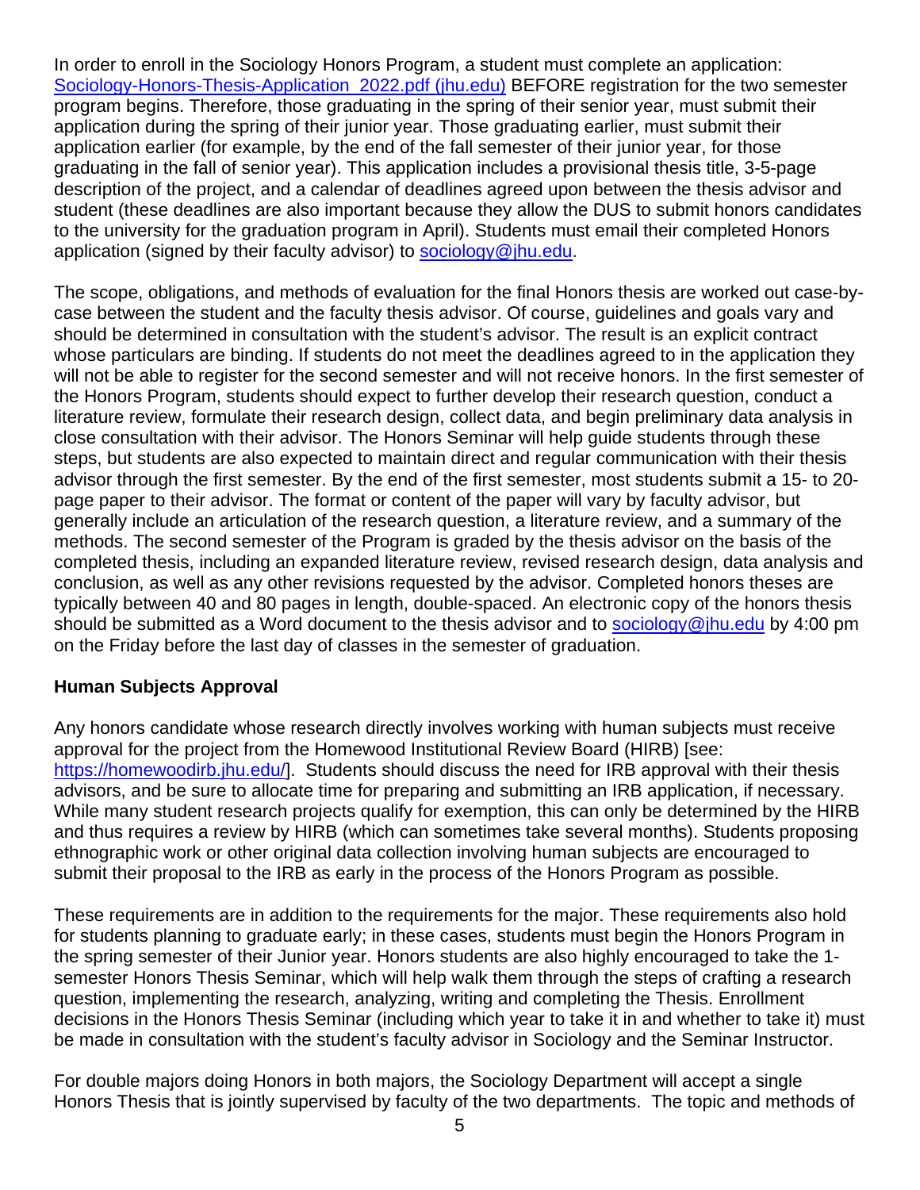In order to enroll in the Sociology Honors Program, a student must complete an application: [Sociology-Honors-Thesis-Application_2022.pdf (jhu.edu)](Sociology-Honors-Thesis-Application_2022.pdf) BEFORE registration for the two semester program begins. Therefore, those graduating in the spring of their senior year, must submit their application during the spring of their junior year. Those graduating earlier, must submit their application earlier (for example, by the end of the fall semester of their junior year, for those graduating in the fall of senior year). This application includes a provisional thesis title, 3-5-page description of the project, and a calendar of deadlines agreed upon between the thesis advisor and student (these deadlines are also important because they allow the DUS to submit honors candidates to the university for the graduation program in April). Students must email their completed Honors application (signed by their faculty advisor) to [sociology@jhu.edu](mailto:sociology@jhu.edu).

The scope, obligations, and methods of evaluation for the final Honors thesis are worked out case-by-case between the student and the faculty thesis advisor. Of course, guidelines and goals vary and should be determined in consultation with the student's advisor. The result is an explicit contract whose particulars are binding. If students do not meet the deadlines agreed to in the application they will not be able to register for the second semester and will not receive honors. In the first semester of the Honors Program, students should expect to further develop their research question, conduct a literature review, formulate their research design, collect data, and begin preliminary data analysis in close consultation with their advisor. The Honors Seminar will help guide students through these steps, but students are also expected to maintain direct and regular communication with their thesis advisor through the first semester. By the end of the first semester, most students submit a 15- to 20-page paper to their advisor. The format or content of the paper will vary by faculty advisor, but generally include an articulation of the research question, a literature review, and a summary of the methods. The second semester of the Program is graded by the thesis advisor on the basis of the completed thesis, including an expanded literature review, revised research design, data analysis and conclusion, as well as any other revisions requested by the advisor. Completed honors theses are typically between 40 and 80 pages in length, double-spaced. An electronic copy of the honors thesis should be submitted as a Word document to the thesis advisor and to [sociology@jhu.edu](mailto:sociology@jhu.edu) by 4:00 pm on the Friday before the last day of classes in the semester of graduation.

**Human Subjects Approval**

Any honors candidate whose research directly involves working with human subjects must receive approval for the project from the Homewood Institutional Review Board (HIRB) [see: [https://homewoodirb.jhu.edu/](https://homewoodirb.jhu.edu/)]. Students should discuss the need for IRB approval with their thesis advisors, and be sure to allocate time for preparing and submitting an IRB application, if necessary. While many student research projects qualify for exemption, this can only be determined by the HIRB and thus requires a review by HIRB (which can sometimes take several months). Students proposing ethnographic work or other original data collection involving human subjects are encouraged to submit their proposal to the IRB as early in the process of the Honors Program as possible.

These requirements are in addition to the requirements for the major. These requirements also hold for students planning to graduate early; in these cases, students must begin the Honors Program in the spring semester of their Junior year. Honors students are also highly encouraged to take the 1-semester Honors Thesis Seminar, which will help walk them through the steps of crafting a research question, implementing the research, analyzing, writing and completing the Thesis. Enrollment decisions in the Honors Thesis Seminar (including which year to take it in and whether to take it) must be made in consultation with the student's faculty advisor in Sociology and the Seminar Instructor.

For double majors doing Honors in both majors, the Sociology Department will accept a single Honors Thesis that is jointly supervised by faculty of the two departments. The topic and methods of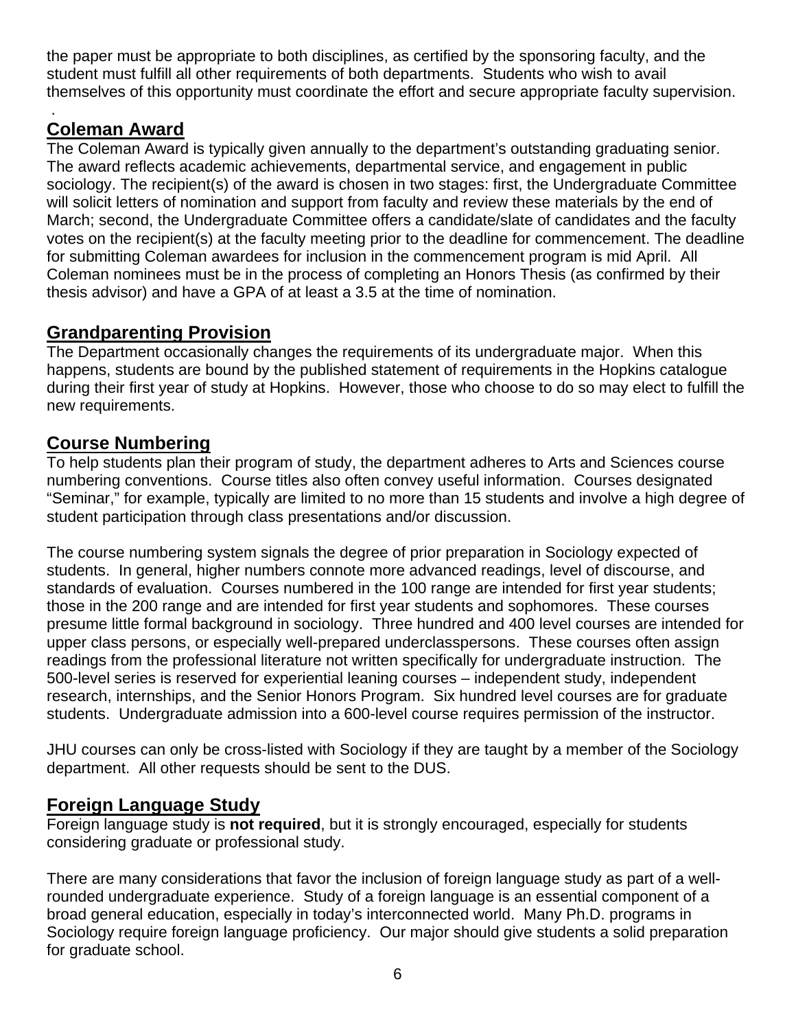the paper must be appropriate to both disciplines, as certified by the sponsoring faculty, and the student must fulfill all other requirements of both departments. Students who wish to avail themselves of this opportunity must coordinate the effort and secure appropriate faculty supervision.

## Coleman Award

The Coleman Award is typically given annually to the department's outstanding graduating senior. The award reflects academic achievements, departmental service, and engagement in public sociology. The recipient(s) of the award is chosen in two stages: first, the Undergraduate Committee will solicit letters of nomination and support from faculty and review these materials by the end of March; second, the Undergraduate Committee offers a candidate/slate of candidates and the faculty votes on the recipient(s) at the faculty meeting prior to the deadline for commencement. The deadline for submitting Coleman awardees for inclusion in the commencement program is mid April. All Coleman nominees must be in the process of completing an Honors Thesis (as confirmed by their thesis advisor) and have a GPA of at least a 3.5 at the time of nomination.

## Grandparenting Provision

The Department occasionally changes the requirements of its undergraduate major. When this happens, students are bound by the published statement of requirements in the Hopkins catalogue during their first year of study at Hopkins. However, those who choose to do so may elect to fulfill the new requirements.

## Course Numbering

To help students plan their program of study, the department adheres to Arts and Sciences course numbering conventions. Course titles also often convey useful information. Courses designated "Seminar," for example, typically are limited to no more than 15 students and involve a high degree of student participation through class presentations and/or discussion.

The course numbering system signals the degree of prior preparation in Sociology expected of students. In general, higher numbers connote more advanced readings, level of discourse, and standards of evaluation. Courses numbered in the 100 range are intended for first year students; those in the 200 range and are intended for first year students and sophomores. These courses presume little formal background in sociology. Three hundred and 400 level courses are intended for upper class persons, or especially well-prepared underclasspersons. These courses often assign readings from the professional literature not written specifically for undergraduate instruction. The 500-level series is reserved for experiential leaning courses – independent study, independent research, internships, and the Senior Honors Program. Six hundred level courses are for graduate students. Undergraduate admission into a 600-level course requires permission of the instructor.

JHU courses can only be cross-listed with Sociology if they are taught by a member of the Sociology department. All other requests should be sent to the DUS.

## Foreign Language Study

Foreign language study is **not required**, but it is strongly encouraged, especially for students considering graduate or professional study.

There are many considerations that favor the inclusion of foreign language study as part of a well-rounded undergraduate experience. Study of a foreign language is an essential component of a broad general education, especially in today's interconnected world. Many Ph.D. programs in Sociology require foreign language proficiency. Our major should give students a solid preparation for graduate school.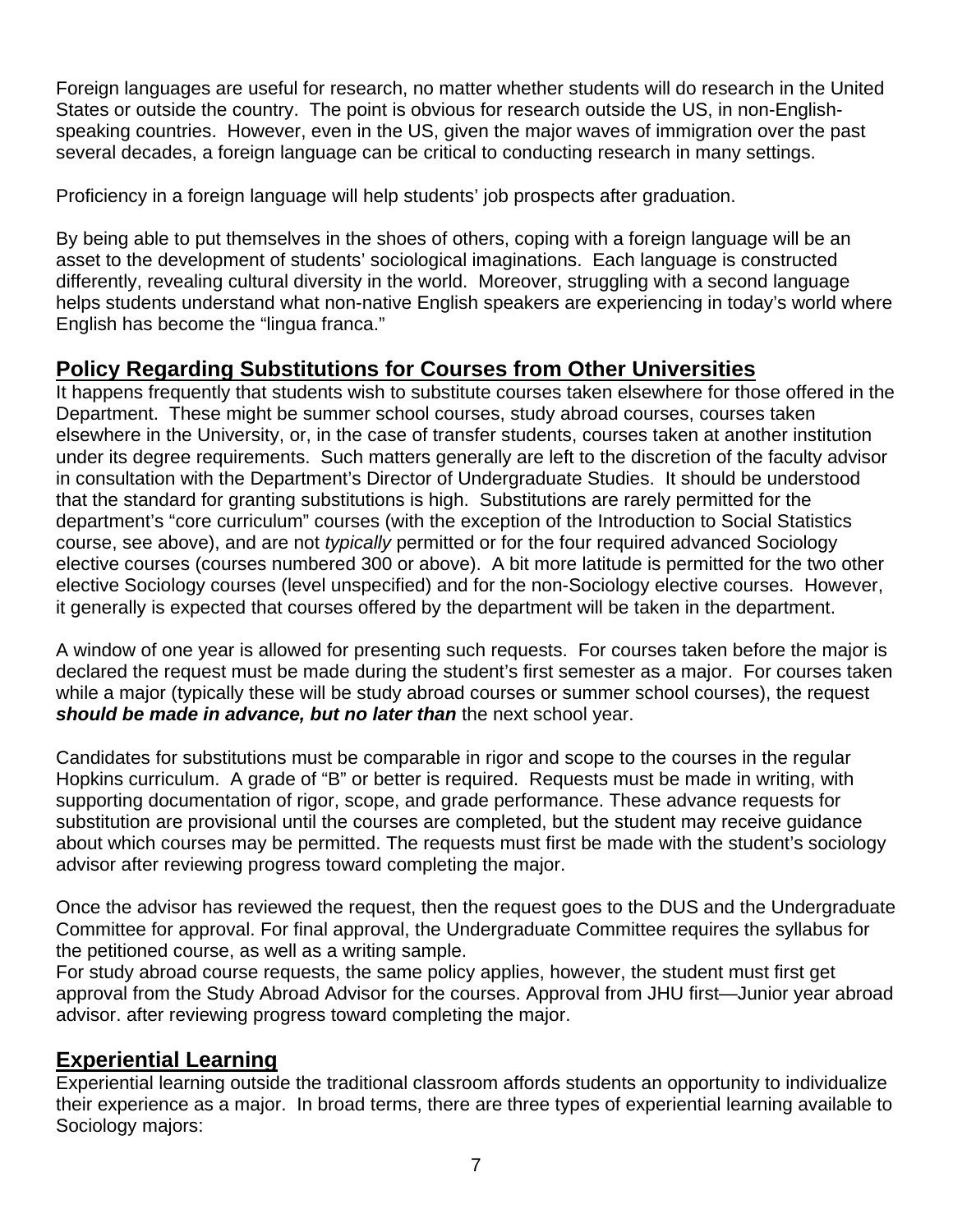Foreign languages are useful for research, no matter whether students will do research in the United States or outside the country. The point is obvious for research outside the US, in non-English-speaking countries. However, even in the US, given the major waves of immigration over the past several decades, a foreign language can be critical to conducting research in many settings.

Proficiency in a foreign language will help students' job prospects after graduation.

By being able to put themselves in the shoes of others, coping with a foreign language will be an asset to the development of students' sociological imaginations. Each language is constructed differently, revealing cultural diversity in the world. Moreover, struggling with a second language helps students understand what non-native English speakers are experiencing in today's world where English has become the "lingua franca."

## Policy Regarding Substitutions for Courses from Other Universities

It happens frequently that students wish to substitute courses taken elsewhere for those offered in the Department. These might be summer school courses, study abroad courses, courses taken elsewhere in the University, or, in the case of transfer students, courses taken at another institution under its degree requirements. Such matters generally are left to the discretion of the faculty advisor in consultation with the Department's Director of Undergraduate Studies. It should be understood that the standard for granting substitutions is high. Substitutions are rarely permitted for the department's "core curriculum" courses (with the exception of the Introduction to Social Statistics course, see above), and are not *typically* permitted or for the four required advanced Sociology elective courses (courses numbered 300 or above). A bit more latitude is permitted for the two other elective Sociology courses (level unspecified) and for the non-Sociology elective courses. However, it generally is expected that courses offered by the department will be taken in the department.

A window of one year is allowed for presenting such requests. For courses taken before the major is declared the request must be made during the student's first semester as a major. For courses taken while a major (typically these will be study abroad courses or summer school courses), the request ***should be made in advance, but no later than*** the next school year.

Candidates for substitutions must be comparable in rigor and scope to the courses in the regular Hopkins curriculum. A grade of "B" or better is required. Requests must be made in writing, with supporting documentation of rigor, scope, and grade performance. These advance requests for substitution are provisional until the courses are completed, but the student may receive guidance about which courses may be permitted. The requests must first be made with the student's sociology advisor after reviewing progress toward completing the major.

Once the advisor has reviewed the request, then the request goes to the DUS and the Undergraduate Committee for approval. For final approval, the Undergraduate Committee requires the syllabus for the petitioned course, as well as a writing sample.
For study abroad course requests, the same policy applies, however, the student must first get approval from the Study Abroad Advisor for the courses. Approval from JHU first—Junior year abroad advisor. after reviewing progress toward completing the major.

## Experiential Learning

Experiential learning outside the traditional classroom affords students an opportunity to individualize their experience as a major. In broad terms, there are three types of experiential learning available to Sociology majors: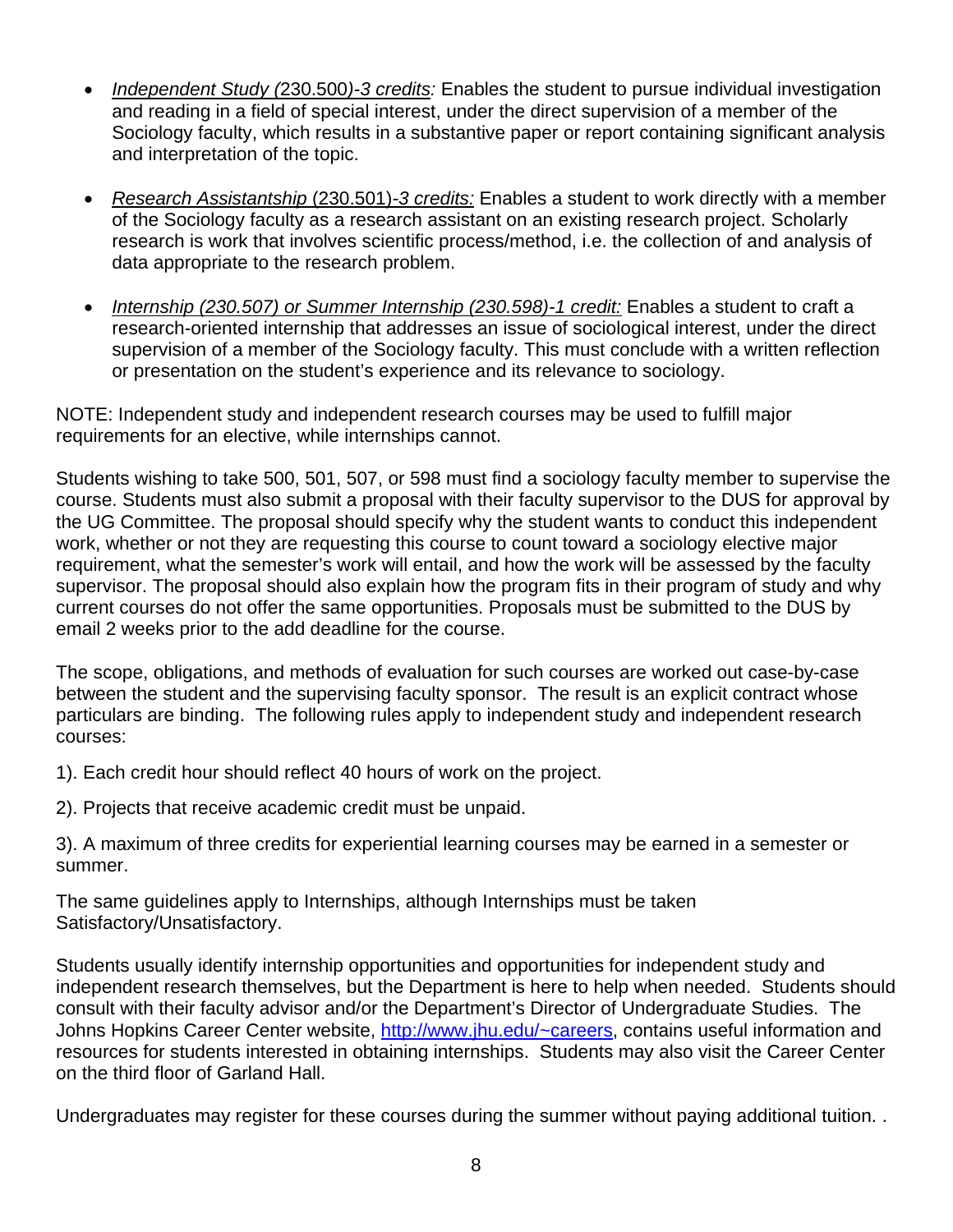- *Independent Study (*230.500*)-3 credits:* Enables the student to pursue individual investigation and reading in a field of special interest, under the direct supervision of a member of the Sociology faculty, which results in a substantive paper or report containing significant analysis and interpretation of the topic.

- *Research Assistantship* (230.501)-*3 credits:* Enables a student to work directly with a member of the Sociology faculty as a research assistant on an existing research project. Scholarly research is work that involves scientific process/method, i.e. the collection of and analysis of data appropriate to the research problem.

- *Internship (230.507) or Summer Internship (230.598)-1 credit:* Enables a student to craft a research-oriented internship that addresses an issue of sociological interest, under the direct supervision of a member of the Sociology faculty. This must conclude with a written reflection or presentation on the student's experience and its relevance to sociology.

NOTE: Independent study and independent research courses may be used to fulfill major requirements for an elective, while internships cannot.

Students wishing to take 500, 501, 507, or 598 must find a sociology faculty member to supervise the course. Students must also submit a proposal with their faculty supervisor to the DUS for approval by the UG Committee. The proposal should specify why the student wants to conduct this independent work, whether or not they are requesting this course to count toward a sociology elective major requirement, what the semester's work will entail, and how the work will be assessed by the faculty supervisor. The proposal should also explain how the program fits in their program of study and why current courses do not offer the same opportunities. Proposals must be submitted to the DUS by email 2 weeks prior to the add deadline for the course.

The scope, obligations, and methods of evaluation for such courses are worked out case-by-case between the student and the supervising faculty sponsor. The result is an explicit contract whose particulars are binding. The following rules apply to independent study and independent research courses:

1). Each credit hour should reflect 40 hours of work on the project.

2). Projects that receive academic credit must be unpaid.

3). A maximum of three credits for experiential learning courses may be earned in a semester or summer.

The same guidelines apply to Internships, although Internships must be taken Satisfactory/Unsatisfactory.

Students usually identify internship opportunities and opportunities for independent study and independent research themselves, but the Department is here to help when needed. Students should consult with their faculty advisor and/or the Department's Director of Undergraduate Studies. The Johns Hopkins Career Center website, http://www.jhu.edu/~careers, contains useful information and resources for students interested in obtaining internships. Students may also visit the Career Center on the third floor of Garland Hall.

Undergraduates may register for these courses during the summer without paying additional tuition. .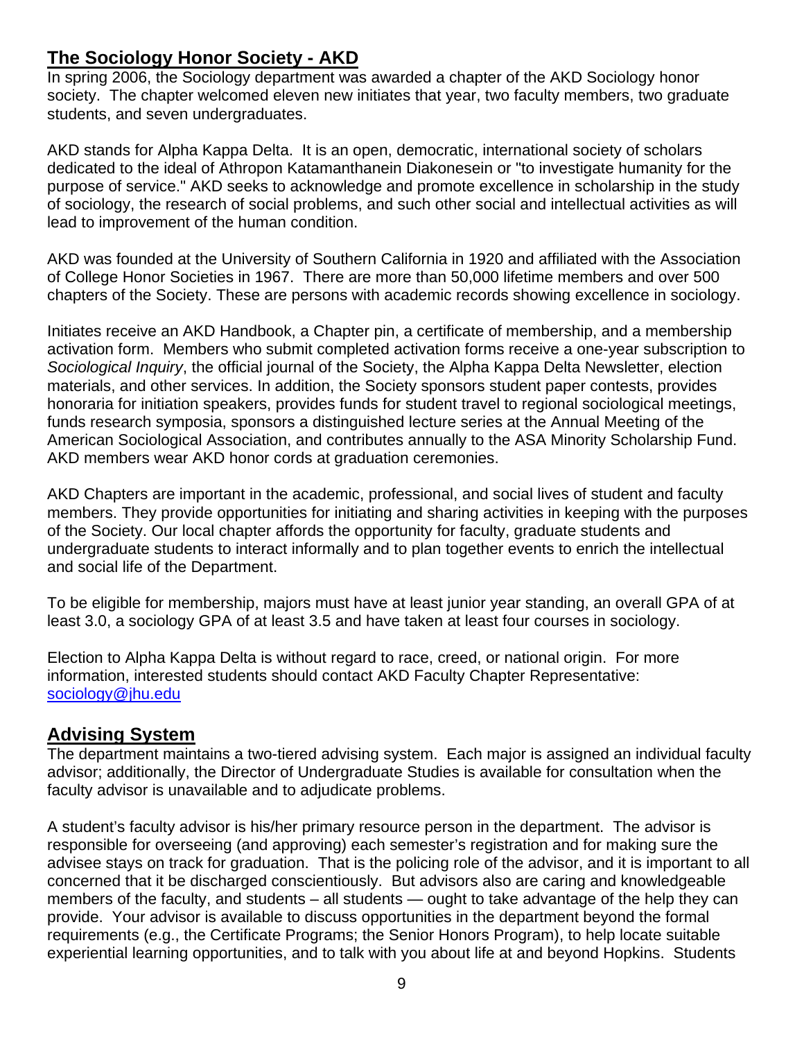## The Sociology Honor Society - AKD

In spring 2006, the Sociology department was awarded a chapter of the AKD Sociology honor society. The chapter welcomed eleven new initiates that year, two faculty members, two graduate students, and seven undergraduates.

AKD stands for Alpha Kappa Delta. It is an open, democratic, international society of scholars dedicated to the ideal of Athropon Katamanthanein Diakonesein or "to investigate humanity for the purpose of service." AKD seeks to acknowledge and promote excellence in scholarship in the study of sociology, the research of social problems, and such other social and intellectual activities as will lead to improvement of the human condition.

AKD was founded at the University of Southern California in 1920 and affiliated with the Association of College Honor Societies in 1967. There are more than 50,000 lifetime members and over 500 chapters of the Society. These are persons with academic records showing excellence in sociology.

Initiates receive an AKD Handbook, a Chapter pin, a certificate of membership, and a membership activation form. Members who submit completed activation forms receive a one-year subscription to *Sociological Inquiry*, the official journal of the Society, the Alpha Kappa Delta Newsletter, election materials, and other services. In addition, the Society sponsors student paper contests, provides honoraria for initiation speakers, provides funds for student travel to regional sociological meetings, funds research symposia, sponsors a distinguished lecture series at the Annual Meeting of the American Sociological Association, and contributes annually to the ASA Minority Scholarship Fund. AKD members wear AKD honor cords at graduation ceremonies.

AKD Chapters are important in the academic, professional, and social lives of student and faculty members. They provide opportunities for initiating and sharing activities in keeping with the purposes of the Society. Our local chapter affords the opportunity for faculty, graduate students and undergraduate students to interact informally and to plan together events to enrich the intellectual and social life of the Department.

To be eligible for membership, majors must have at least junior year standing, an overall GPA of at least 3.0, a sociology GPA of at least 3.5 and have taken at least four courses in sociology.

Election to Alpha Kappa Delta is without regard to race, creed, or national origin. For more information, interested students should contact AKD Faculty Chapter Representative: sociology@jhu.edu

## Advising System

The department maintains a two-tiered advising system. Each major is assigned an individual faculty advisor; additionally, the Director of Undergraduate Studies is available for consultation when the faculty advisor is unavailable and to adjudicate problems.

A student's faculty advisor is his/her primary resource person in the department. The advisor is responsible for overseeing (and approving) each semester's registration and for making sure the advisee stays on track for graduation. That is the policing role of the advisor, and it is important to all concerned that it be discharged conscientiously. But advisors also are caring and knowledgeable members of the faculty, and students – all students — ought to take advantage of the help they can provide. Your advisor is available to discuss opportunities in the department beyond the formal requirements (e.g., the Certificate Programs; the Senior Honors Program), to help locate suitable experiential learning opportunities, and to talk with you about life at and beyond Hopkins. Students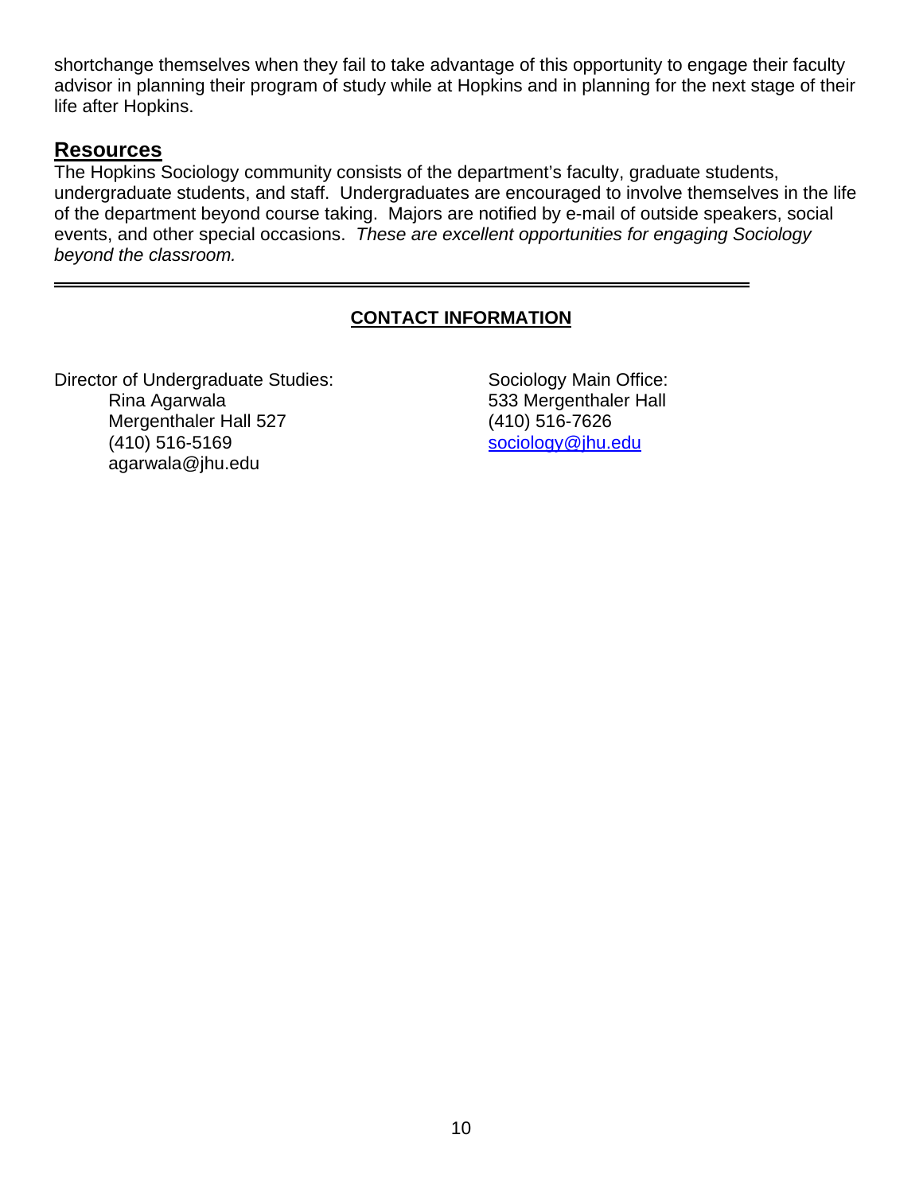shortchange themselves when they fail to take advantage of this opportunity to engage their faculty advisor in planning their program of study while at Hopkins and in planning for the next stage of their life after Hopkins.

## Resources

The Hopkins Sociology community consists of the department's faculty, graduate students, undergraduate students, and staff. Undergraduates are encouraged to involve themselves in the life of the department beyond course taking. Majors are notified by e-mail of outside speakers, social events, and other special occasions. *These are excellent opportunities for engaging Sociology beyond the classroom.*

---

## CONTACT INFORMATION

Director of Undergraduate Studies:
Rina Agarwala
Mergenthaler Hall 527
(410) 516-5169
agarwala@jhu.edu

Sociology Main Office:
533 Mergenthaler Hall
(410) 516-7626
sociology@jhu.edu